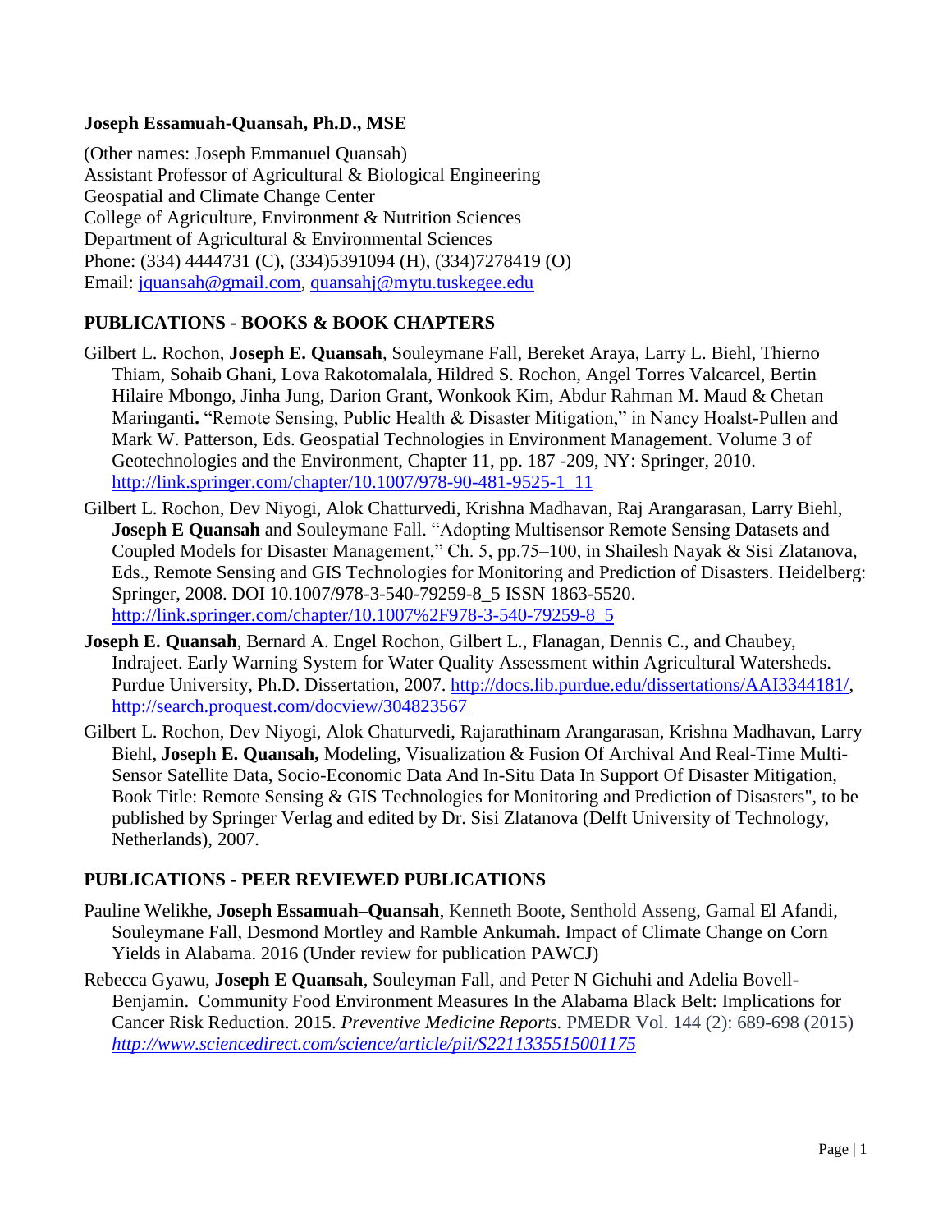**Joseph Essamuah-Quansah, Ph.D., MSE**

(Other names: Joseph Emmanuel Quansah)
Assistant Professor of Agricultural & Biological Engineering
Geospatial and Climate Change Center
College of Agriculture, Environment & Nutrition Sciences
Department of Agricultural & Environmental Sciences
Phone: (334) 4444731 (C), (334)5391094 (H), (334)7278419 (O)
Email: jquansah@gmail.com, quansahj@mytu.tuskegee.edu

## PUBLICATIONS - BOOKS & BOOK CHAPTERS

Gilbert L. Rochon, **Joseph E. Quansah**, Souleymane Fall, Bereket Araya, Larry L. Biehl, Thierno Thiam, Sohaib Ghani, Lova Rakotomalala, Hildred S. Rochon, Angel Torres Valcarcel, Bertin Hilaire Mbongo, Jinha Jung, Darion Grant, Wonkook Kim, Abdur Rahman M. Maud & Chetan Maringanti**.** "Remote Sensing, Public Health & Disaster Mitigation," in Nancy Hoalst-Pullen and Mark W. Patterson, Eds. Geospatial Technologies in Environment Management. Volume 3 of Geotechnologies and the Environment, Chapter 11, pp. 187 -209, NY: Springer, 2010. http://link.springer.com/chapter/10.1007/978-90-481-9525-1_11

Gilbert L. Rochon, Dev Niyogi, Alok Chatturvedi, Krishna Madhavan, Raj Arangarasan, Larry Biehl, **Joseph E Quansah** and Souleymane Fall. "Adopting Multisensor Remote Sensing Datasets and Coupled Models for Disaster Management," Ch. 5, pp.75–100, in Shailesh Nayak & Sisi Zlatanova, Eds., Remote Sensing and GIS Technologies for Monitoring and Prediction of Disasters. Heidelberg: Springer, 2008. DOI 10.1007/978-3-540-79259-8_5 ISSN 1863-5520. http://link.springer.com/chapter/10.1007%2F978-3-540-79259-8_5

**Joseph E. Quansah**, Bernard A. Engel Rochon, Gilbert L., Flanagan, Dennis C., and Chaubey, Indrajeet. Early Warning System for Water Quality Assessment within Agricultural Watersheds. Purdue University, Ph.D. Dissertation, 2007. http://docs.lib.purdue.edu/dissertations/AAI3344181/, http://search.proquest.com/docview/304823567

Gilbert L. Rochon, Dev Niyogi, Alok Chaturvedi, Rajarathinam Arangarasan, Krishna Madhavan, Larry Biehl, **Joseph E. Quansah,** Modeling, Visualization & Fusion Of Archival And Real-Time Multi-Sensor Satellite Data, Socio-Economic Data And In-Situ Data In Support Of Disaster Mitigation, Book Title: Remote Sensing & GIS Technologies for Monitoring and Prediction of Disasters", to be published by Springer Verlag and edited by Dr. Sisi Zlatanova (Delft University of Technology, Netherlands), 2007.

## PUBLICATIONS - PEER REVIEWED PUBLICATIONS

Pauline Welikhe, **Joseph Essamuah–Quansah**, Kenneth Boote, Senthold Asseng, Gamal El Afandi, Souleymane Fall, Desmond Mortley and Ramble Ankumah. Impact of Climate Change on Corn Yields in Alabama. 2016 (Under review for publication PAWCJ)

Rebecca Gyawu, **Joseph E Quansah**, Souleyman Fall, and Peter N Gichuhi and Adelia Bovell-Benjamin. Community Food Environment Measures In the Alabama Black Belt: Implications for Cancer Risk Reduction. 2015. *Preventive Medicine Reports.* PMEDR Vol. 144 (2): 689-698 (2015) *http://www.sciencedirect.com/science/article/pii/S2211335515001175*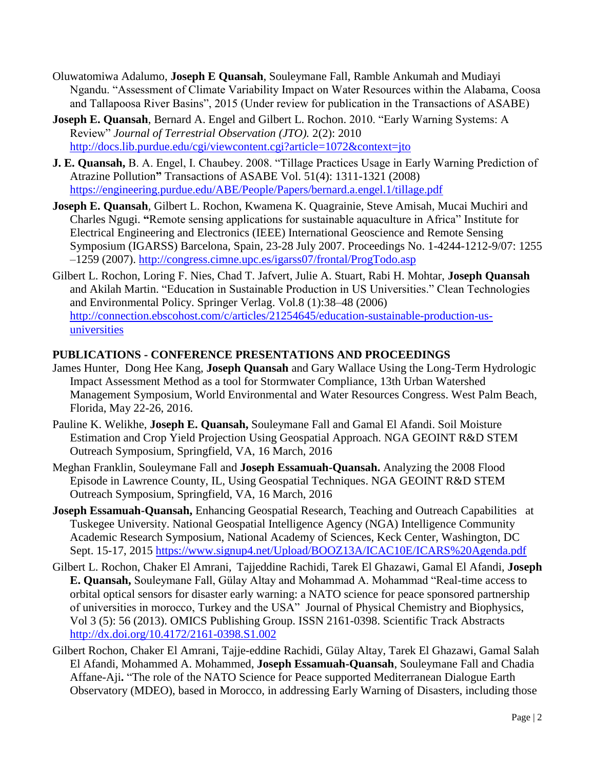Oluwatomiwa Adalumo, **Joseph E Quansah**, Souleymane Fall, Ramble Ankumah and Mudiayi Ngandu. "Assessment of Climate Variability Impact on Water Resources within the Alabama, Coosa and Tallapoosa River Basins", 2015 (Under review for publication in the Transactions of ASABE)

**Joseph E. Quansah**, Bernard A. Engel and Gilbert L. Rochon. 2010. "Early Warning Systems: A Review" *Journal of Terrestrial Observation (JTO).* 2(2): 2010 http://docs.lib.purdue.edu/cgi/viewcontent.cgi?article=1072&context=jto

**J. E. Quansah,** B. A. Engel, I. Chaubey. 2008. "Tillage Practices Usage in Early Warning Prediction of Atrazine Pollution**"** Transactions of ASABE Vol. 51(4): 1311-1321 (2008) https://engineering.purdue.edu/ABE/People/Papers/bernard.a.engel.1/tillage.pdf

**Joseph E. Quansah**, Gilbert L. Rochon, Kwamena K. Quagrainie, Steve Amisah, Mucai Muchiri and Charles Ngugi. **"**Remote sensing applications for sustainable aquaculture in Africa" Institute for Electrical Engineering and Electronics (IEEE) International Geoscience and Remote Sensing Symposium (IGARSS) Barcelona, Spain, 23-28 July 2007. Proceedings No. 1-4244-1212-9/07: 1255 –1259 (2007). http://congress.cimne.upc.es/igarss07/frontal/ProgTodo.asp

Gilbert L. Rochon, Loring F. Nies, Chad T. Jafvert, Julie A. Stuart, Rabi H. Mohtar, **Joseph Quansah** and Akilah Martin. "Education in Sustainable Production in US Universities." Clean Technologies and Environmental Policy. Springer Verlag. Vol.8 (1):38–48 (2006) http://connection.ebscohost.com/c/articles/21254645/education-sustainable-production-us-universities

## PUBLICATIONS - CONFERENCE PRESENTATIONS AND PROCEEDINGS

James Hunter, Dong Hee Kang, **Joseph Quansah** and Gary Wallace Using the Long-Term Hydrologic Impact Assessment Method as a tool for Stormwater Compliance, 13th Urban Watershed Management Symposium, World Environmental and Water Resources Congress. West Palm Beach, Florida, May 22-26, 2016.

Pauline K. Welikhe, **Joseph E. Quansah,** Souleymane Fall and Gamal El Afandi. Soil Moisture Estimation and Crop Yield Projection Using Geospatial Approach. NGA GEOINT R&D STEM Outreach Symposium, Springfield, VA, 16 March, 2016

Meghan Franklin, Souleymane Fall and **Joseph Essamuah-Quansah.** Analyzing the 2008 Flood Episode in Lawrence County, IL, Using Geospatial Techniques. NGA GEOINT R&D STEM Outreach Symposium, Springfield, VA, 16 March, 2016

**Joseph Essamuah-Quansah,** Enhancing Geospatial Research, Teaching and Outreach Capabilities at Tuskegee University. National Geospatial Intelligence Agency (NGA) Intelligence Community Academic Research Symposium, National Academy of Sciences, Keck Center, Washington, DC Sept. 15-17, 2015 https://www.signup4.net/Upload/BOOZ13A/ICAC10E/ICARS%20Agenda.pdf

Gilbert L. Rochon, Chaker El Amrani, Tajjeddine Rachidi, Tarek El Ghazawi, Gamal El Afandi, **Joseph E. Quansah,** Souleymane Fall, Gülay Altay and Mohammad A. Mohammad "Real-time access to orbital optical sensors for disaster early warning: a NATO science for peace sponsored partnership of universities in morocco, Turkey and the USA" Journal of Physical Chemistry and Biophysics, Vol 3 (5): 56 (2013). OMICS Publishing Group. ISSN 2161-0398. Scientific Track Abstracts http://dx.doi.org/10.4172/2161-0398.S1.002

Gilbert Rochon, Chaker El Amrani, Tajje-eddine Rachidi, Gülay Altay, Tarek El Ghazawi, Gamal Salah El Afandi, Mohammed A. Mohammed, **Joseph Essamuah-Quansah**, Souleymane Fall and Chadia Affane-Aji**.** "The role of the NATO Science for Peace supported Mediterranean Dialogue Earth Observatory (MDEO), based in Morocco, in addressing Early Warning of Disasters, including those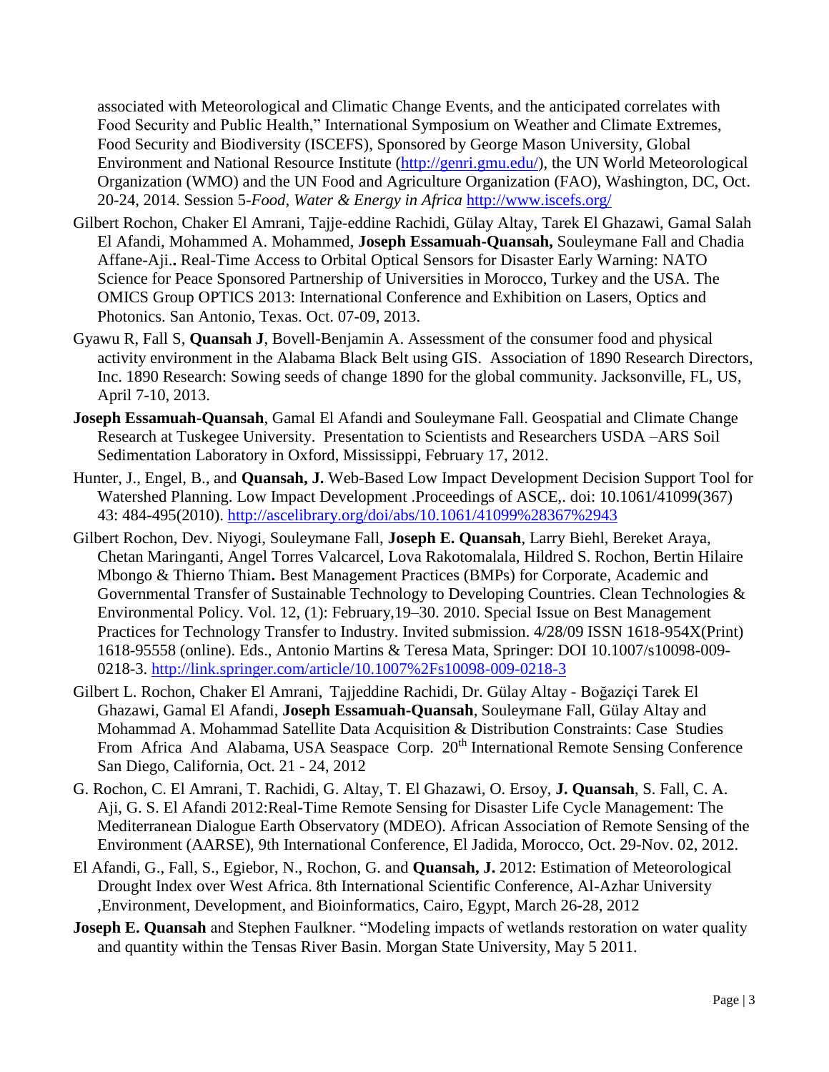associated with Meteorological and Climatic Change Events, and the anticipated correlates with Food Security and Public Health," International Symposium on Weather and Climate Extremes, Food Security and Biodiversity (ISCEFS), Sponsored by George Mason University, Global Environment and National Resource Institute (http://genri.gmu.edu/), the UN World Meteorological Organization (WMO) and the UN Food and Agriculture Organization (FAO), Washington, DC, Oct. 20-24, 2014. Session 5-*Food, Water & Energy in Africa* http://www.iscefs.org/

Gilbert Rochon, Chaker El Amrani, Tajje-eddine Rachidi, Gülay Altay, Tarek El Ghazawi, Gamal Salah El Afandi, Mohammed A. Mohammed, **Joseph Essamuah-Quansah,** Souleymane Fall and Chadia Affane-Aji**.** Real-Time Access to Orbital Optical Sensors for Disaster Early Warning: NATO Science for Peace Sponsored Partnership of Universities in Morocco, Turkey and the USA. The OMICS Group OPTICS 2013: International Conference and Exhibition on Lasers, Optics and Photonics. San Antonio, Texas. Oct. 07-09, 2013.

Gyawu R, Fall S, **Quansah J**, Bovell-Benjamin A. Assessment of the consumer food and physical activity environment in the Alabama Black Belt using GIS. Association of 1890 Research Directors, Inc. 1890 Research: Sowing seeds of change 1890 for the global community. Jacksonville, FL, US, April 7-10, 2013.

**Joseph Essamuah-Quansah**, Gamal El Afandi and Souleymane Fall. Geospatial and Climate Change Research at Tuskegee University. Presentation to Scientists and Researchers USDA –ARS Soil Sedimentation Laboratory in Oxford, Mississippi, February 17, 2012.

Hunter, J., Engel, B., and **Quansah, J.** Web-Based Low Impact Development Decision Support Tool for Watershed Planning. Low Impact Development .Proceedings of ASCE,. doi: 10.1061/41099(367) 43: 484-495(2010). http://ascelibrary.org/doi/abs/10.1061/41099%28367%2943

Gilbert Rochon, Dev. Niyogi, Souleymane Fall, **Joseph E. Quansah**, Larry Biehl, Bereket Araya, Chetan Maringanti, Angel Torres Valcarcel, Lova Rakotomalala, Hildred S. Rochon, Bertin Hilaire Mbongo & Thierno Thiam**.** Best Management Practices (BMPs) for Corporate, Academic and Governmental Transfer of Sustainable Technology to Developing Countries. Clean Technologies & Environmental Policy. Vol. 12, (1): February,19–30. 2010. Special Issue on Best Management Practices for Technology Transfer to Industry. Invited submission. 4/28/09 ISSN 1618-954X(Print) 1618-95558 (online). Eds., Antonio Martins & Teresa Mata, Springer: DOI 10.1007/s10098-009-0218-3. http://link.springer.com/article/10.1007%2Fs10098-009-0218-3

Gilbert L. Rochon, Chaker El Amrani, Tajjeddine Rachidi, Dr. Gülay Altay - Boğaziçi Tarek El Ghazawi, Gamal El Afandi, **Joseph Essamuah-Quansah**, Souleymane Fall, Gülay Altay and Mohammad A. Mohammad Satellite Data Acquisition & Distribution Constraints: Case Studies From Africa And Alabama, USA Seaspace Corp. 20th International Remote Sensing Conference San Diego, California, Oct. 21 - 24, 2012

G. Rochon, C. El Amrani, T. Rachidi, G. Altay, T. El Ghazawi, O. Ersoy, **J. Quansah**, S. Fall, C. A. Aji, G. S. El Afandi 2012:Real-Time Remote Sensing for Disaster Life Cycle Management: The Mediterranean Dialogue Earth Observatory (MDEO). African Association of Remote Sensing of the Environment (AARSE), 9th International Conference, El Jadida, Morocco, Oct. 29-Nov. 02, 2012.

El Afandi, G., Fall, S., Egiebor, N., Rochon, G. and **Quansah, J.** 2012: Estimation of Meteorological Drought Index over West Africa. 8th International Scientific Conference, Al-Azhar University ,Environment, Development, and Bioinformatics, Cairo, Egypt, March 26-28, 2012

**Joseph E. Quansah** and Stephen Faulkner. "Modeling impacts of wetlands restoration on water quality and quantity within the Tensas River Basin. Morgan State University, May 5 2011.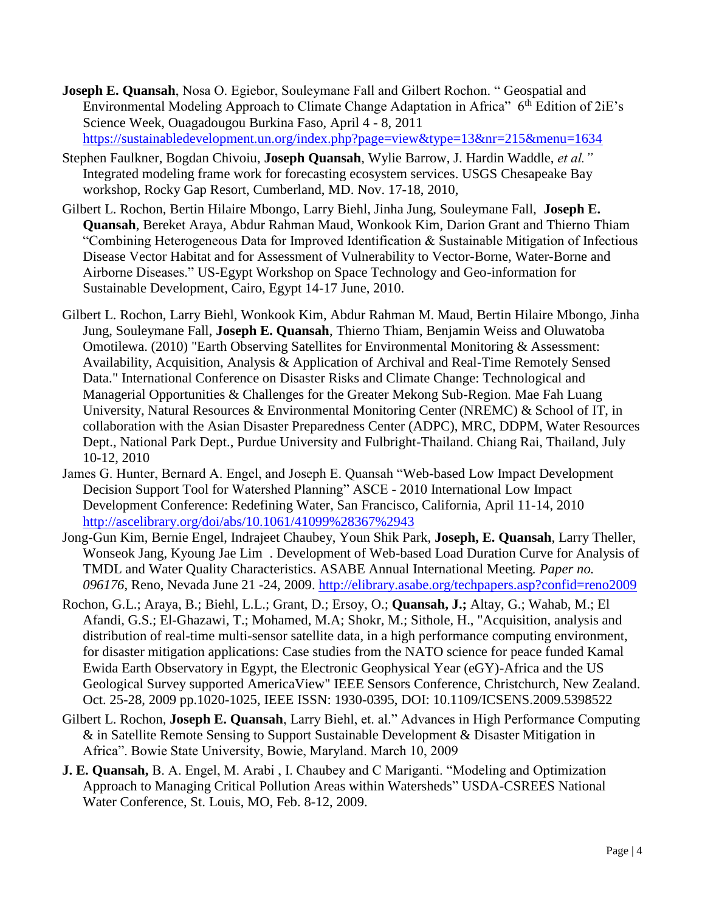**Joseph E. Quansah**, Nosa O. Egiebor, Souleymane Fall and Gilbert Rochon. " Geospatial and Environmental Modeling Approach to Climate Change Adaptation in Africa" 6th Edition of 2iE's Science Week, Ouagadougou Burkina Faso, April 4 - 8, 2011 https://sustainabledevelopment.un.org/index.php?page=view&type=13&nr=215&menu=1634

Stephen Faulkner, Bogdan Chivoiu, **Joseph Quansah**, Wylie Barrow, J. Hardin Waddle, *et al."* Integrated modeling frame work for forecasting ecosystem services. USGS Chesapeake Bay workshop, Rocky Gap Resort, Cumberland, MD. Nov. 17-18, 2010,

Gilbert L. Rochon, Bertin Hilaire Mbongo, Larry Biehl, Jinha Jung, Souleymane Fall, **Joseph E. Quansah**, Bereket Araya, Abdur Rahman Maud, Wonkook Kim, Darion Grant and Thierno Thiam "Combining Heterogeneous Data for Improved Identification & Sustainable Mitigation of Infectious Disease Vector Habitat and for Assessment of Vulnerability to Vector-Borne, Water-Borne and Airborne Diseases." US-Egypt Workshop on Space Technology and Geo-information for Sustainable Development, Cairo, Egypt 14-17 June, 2010.

Gilbert L. Rochon, Larry Biehl, Wonkook Kim, Abdur Rahman M. Maud, Bertin Hilaire Mbongo, Jinha Jung, Souleymane Fall, **Joseph E. Quansah**, Thierno Thiam, Benjamin Weiss and Oluwatoba Omotilewa. (2010) "Earth Observing Satellites for Environmental Monitoring & Assessment: Availability, Acquisition, Analysis & Application of Archival and Real-Time Remotely Sensed Data." International Conference on Disaster Risks and Climate Change: Technological and Managerial Opportunities & Challenges for the Greater Mekong Sub-Region. Mae Fah Luang University, Natural Resources & Environmental Monitoring Center (NREMC) & School of IT, in collaboration with the Asian Disaster Preparedness Center (ADPC), MRC, DDPM, Water Resources Dept., National Park Dept., Purdue University and Fulbright-Thailand. Chiang Rai, Thailand, July 10-12, 2010

James G. Hunter, Bernard A. Engel, and Joseph E. Quansah "Web-based Low Impact Development Decision Support Tool for Watershed Planning" ASCE - 2010 International Low Impact Development Conference: Redefining Water, San Francisco, California, April 11-14, 2010 http://ascelibrary.org/doi/abs/10.1061/41099%28367%2943

Jong-Gun Kim, Bernie Engel, Indrajeet Chaubey, Youn Shik Park, **Joseph, E. Quansah**, Larry Theller, Wonseok Jang, Kyoung Jae Lim . Development of Web-based Load Duration Curve for Analysis of TMDL and Water Quality Characteristics. ASABE Annual International Meeting. *Paper no. 096176*, Reno, Nevada June 21 -24, 2009. http://elibrary.asabe.org/techpapers.asp?confid=reno2009

Rochon, G.L.; Araya, B.; Biehl, L.L.; Grant, D.; Ersoy, O.; **Quansah, J.;** Altay, G.; Wahab, M.; El Afandi, G.S.; El-Ghazawi, T.; Mohamed, M.A; Shokr, M.; Sithole, H., "Acquisition, analysis and distribution of real-time multi-sensor satellite data, in a high performance computing environment, for disaster mitigation applications: Case studies from the NATO science for peace funded Kamal Ewida Earth Observatory in Egypt, the Electronic Geophysical Year (eGY)-Africa and the US Geological Survey supported AmericaView" IEEE Sensors Conference, Christchurch, New Zealand. Oct. 25-28, 2009 pp.1020-1025, IEEE ISSN: 1930-0395, DOI: 10.1109/ICSENS.2009.5398522

Gilbert L. Rochon, **Joseph E. Quansah**, Larry Biehl, et. al." Advances in High Performance Computing & in Satellite Remote Sensing to Support Sustainable Development & Disaster Mitigation in Africa". Bowie State University, Bowie, Maryland. March 10, 2009

**J. E. Quansah,** B. A. Engel, M. Arabi , I. Chaubey and C Mariganti. "Modeling and Optimization Approach to Managing Critical Pollution Areas within Watersheds" USDA-CSREES National Water Conference, St. Louis, MO, Feb. 8-12, 2009.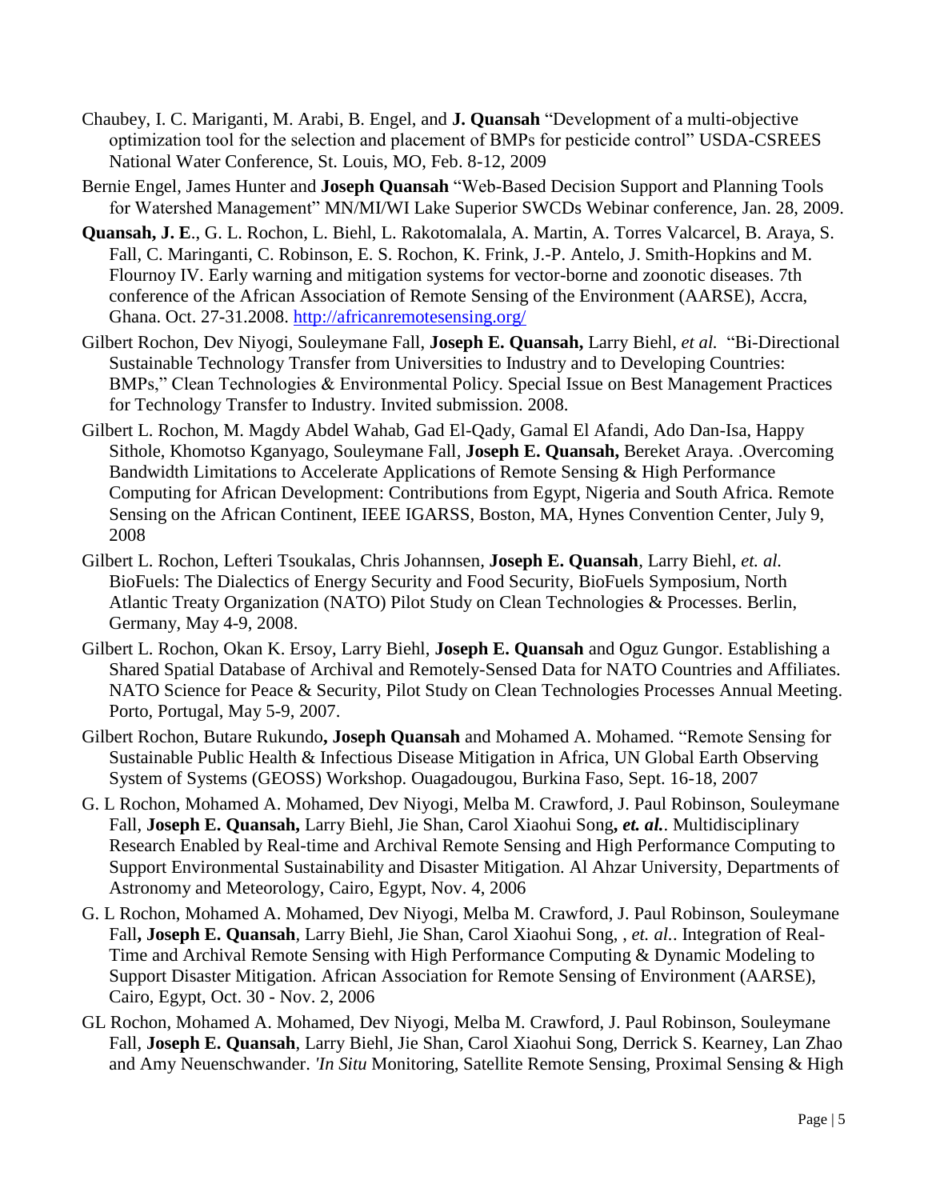Chaubey, I. C. Mariganti, M. Arabi, B. Engel, and **J. Quansah** "Development of a multi-objective optimization tool for the selection and placement of BMPs for pesticide control" USDA-CSREES National Water Conference, St. Louis, MO, Feb. 8-12, 2009

Bernie Engel, James Hunter and **Joseph Quansah** "Web-Based Decision Support and Planning Tools for Watershed Management" MN/MI/WI Lake Superior SWCDs Webinar conference, Jan. 28, 2009.

**Quansah, J. E**., G. L. Rochon, L. Biehl, L. Rakotomalala, A. Martin, A. Torres Valcarcel, B. Araya, S. Fall, C. Maringanti, C. Robinson, E. S. Rochon, K. Frink, J.-P. Antelo, J. Smith-Hopkins and M. Flournoy IV. Early warning and mitigation systems for vector-borne and zoonotic diseases. 7th conference of the African Association of Remote Sensing of the Environment (AARSE), Accra, Ghana. Oct. 27-31.2008. http://africanremotesensing.org/

Gilbert Rochon, Dev Niyogi, Souleymane Fall, **Joseph E. Quansah,** Larry Biehl, *et al.* "Bi-Directional Sustainable Technology Transfer from Universities to Industry and to Developing Countries: BMPs," Clean Technologies & Environmental Policy. Special Issue on Best Management Practices for Technology Transfer to Industry. Invited submission. 2008.

Gilbert L. Rochon, M. Magdy Abdel Wahab, Gad El-Qady, Gamal El Afandi, Ado Dan-Isa, Happy Sithole, Khomotso Kganyago, Souleymane Fall, **Joseph E. Quansah,** Bereket Araya. .Overcoming Bandwidth Limitations to Accelerate Applications of Remote Sensing & High Performance Computing for African Development: Contributions from Egypt, Nigeria and South Africa. Remote Sensing on the African Continent, IEEE IGARSS, Boston, MA, Hynes Convention Center, July 9, 2008

Gilbert L. Rochon, Lefteri Tsoukalas, Chris Johannsen, **Joseph E. Quansah**, Larry Biehl, *et. al.* BioFuels: The Dialectics of Energy Security and Food Security, BioFuels Symposium, North Atlantic Treaty Organization (NATO) Pilot Study on Clean Technologies & Processes. Berlin, Germany, May 4-9, 2008.

Gilbert L. Rochon, Okan K. Ersoy, Larry Biehl, **Joseph E. Quansah** and Oguz Gungor. Establishing a Shared Spatial Database of Archival and Remotely-Sensed Data for NATO Countries and Affiliates. NATO Science for Peace & Security, Pilot Study on Clean Technologies Processes Annual Meeting. Porto, Portugal, May 5-9, 2007.

Gilbert Rochon, Butare Rukundo**, Joseph Quansah** and Mohamed A. Mohamed. "Remote Sensing for Sustainable Public Health & Infectious Disease Mitigation in Africa, UN Global Earth Observing System of Systems (GEOSS) Workshop. Ouagadougou, Burkina Faso, Sept. 16-18, 2007

G. L Rochon, Mohamed A. Mohamed, Dev Niyogi, Melba M. Crawford, J. Paul Robinson, Souleymane Fall, **Joseph E. Quansah,** Larry Biehl, Jie Shan, Carol Xiaohui Song***, et. al.***. Multidisciplinary Research Enabled by Real-time and Archival Remote Sensing and High Performance Computing to Support Environmental Sustainability and Disaster Mitigation. Al Ahzar University, Departments of Astronomy and Meteorology, Cairo, Egypt, Nov. 4, 2006

G. L Rochon, Mohamed A. Mohamed, Dev Niyogi, Melba M. Crawford, J. Paul Robinson, Souleymane Fall**, Joseph E. Quansah**, Larry Biehl, Jie Shan, Carol Xiaohui Song, , *et. al.*. Integration of Real-Time and Archival Remote Sensing with High Performance Computing & Dynamic Modeling to Support Disaster Mitigation. African Association for Remote Sensing of Environment (AARSE), Cairo, Egypt, Oct. 30 - Nov. 2, 2006

GL Rochon, Mohamed A. Mohamed, Dev Niyogi, Melba M. Crawford, J. Paul Robinson, Souleymane Fall, **Joseph E. Quansah**, Larry Biehl, Jie Shan, Carol Xiaohui Song, Derrick S. Kearney, Lan Zhao and Amy Neuenschwander. *'In Situ* Monitoring, Satellite Remote Sensing, Proximal Sensing & High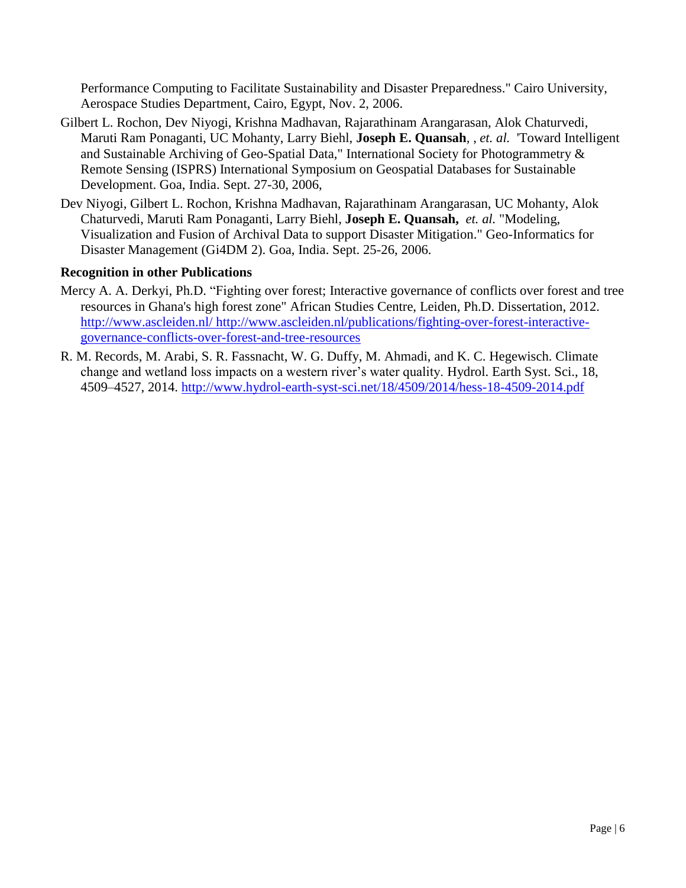Performance Computing to Facilitate Sustainability and Disaster Preparedness." Cairo University, Aerospace Studies Department, Cairo, Egypt, Nov. 2, 2006.

Gilbert L. Rochon, Dev Niyogi, Krishna Madhavan, Rajarathinam Arangarasan, Alok Chaturvedi, Maruti Ram Ponaganti, UC Mohanty, Larry Biehl, **Joseph E. Quansah**, , *et. al.* 'Toward Intelligent and Sustainable Archiving of Geo-Spatial Data," International Society for Photogrammetry & Remote Sensing (ISPRS) International Symposium on Geospatial Databases for Sustainable Development. Goa, India. Sept. 27-30, 2006,

Dev Niyogi, Gilbert L. Rochon, Krishna Madhavan, Rajarathinam Arangarasan, UC Mohanty, Alok Chaturvedi, Maruti Ram Ponaganti, Larry Biehl, **Joseph E. Quansah,** *et. al.* "Modeling, Visualization and Fusion of Archival Data to support Disaster Mitigation." Geo-Informatics for Disaster Management (Gi4DM 2). Goa, India. Sept. 25-26, 2006.

**Recognition in other Publications**

Mercy A. A. Derkyi, Ph.D. "Fighting over forest; Interactive governance of conflicts over forest and tree resources in Ghana's high forest zone" African Studies Centre, Leiden, Ph.D. Dissertation, 2012. http://www.ascleiden.nl/ http://www.ascleiden.nl/publications/fighting-over-forest-interactive-governance-conflicts-over-forest-and-tree-resources

R. M. Records, M. Arabi, S. R. Fassnacht, W. G. Duffy, M. Ahmadi, and K. C. Hegewisch. Climate change and wetland loss impacts on a western river's water quality. Hydrol. Earth Syst. Sci., 18, 4509–4527, 2014. http://www.hydrol-earth-syst-sci.net/18/4509/2014/hess-18-4509-2014.pdf